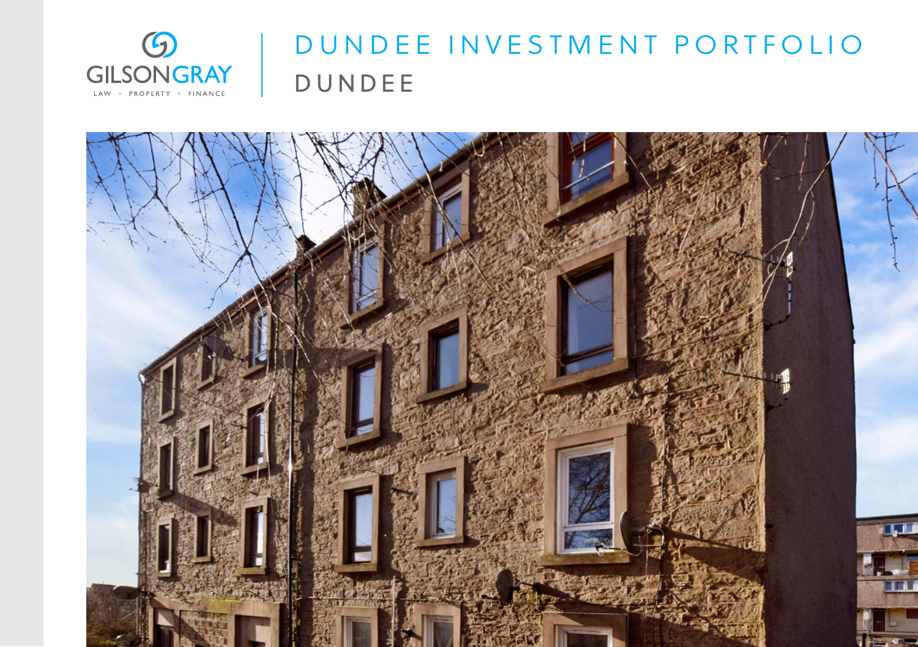GILSONGRAY

LAW • PROPERTY • FINANCE

# DUNDEE INVESTMENT PORTFOLIO

## DUNDEE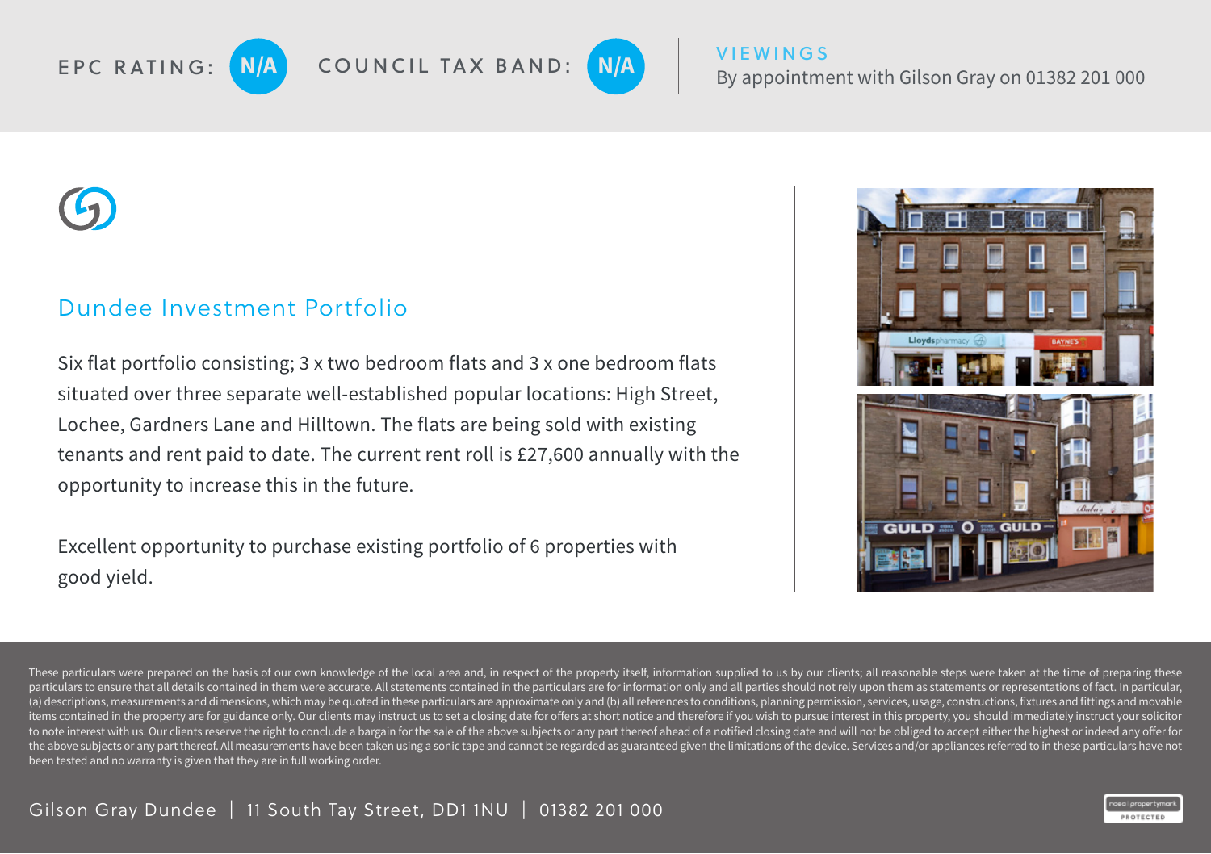EPC RATING: N/A COUNCIL TAX BAND: N/A

VIEWINGS
By appointment with Gilson Gray on 01382 201 000

## Dundee Investment Portfolio

Six flat portfolio consisting; 3 x two bedroom flats and 3 x one bedroom flats situated over three separate well-established popular locations: High Street, Lochee, Gardners Lane and Hilltown. The flats are being sold with existing tenants and rent paid to date. The current rent roll is £27,600 annually with the opportunity to increase this in the future.

Excellent opportunity to purchase existing portfolio of 6 properties with good yield.

These particulars were prepared on the basis of our own knowledge of the local area and, in respect of the property itself, information supplied to us by our clients; all reasonable steps were taken at the time of preparing these particulars to ensure that all details contained in them were accurate. All statements contained in the particulars are for information only and all parties should not rely upon them as statements or representations of fact. In particular, (a) descriptions, measurements and dimensions, which may be quoted in these particulars are approximate only and (b) all references to conditions, planning permission, services, usage, constructions, fixtures and fittings and movable items contained in the property are for guidance only. Our clients may instruct us to set a closing date for offers at short notice and therefore if you wish to pursue interest in this property, you should immediately instruct your solicitor to note interest with us. Our clients reserve the right to conclude a bargain for the sale of the above subjects or any part thereof ahead of a notified closing date and will not be obliged to accept either the highest or indeed any offer for the above subjects or any part thereof. All measurements have been taken using a sonic tape and cannot be regarded as guaranteed given the limitations of the device. Services and/or appliances referred to in these particulars have not been tested and no warranty is given that they are in full working order.

Gilson Gray Dundee | 11 South Tay Street, DD1 1NU | 01382 201 000